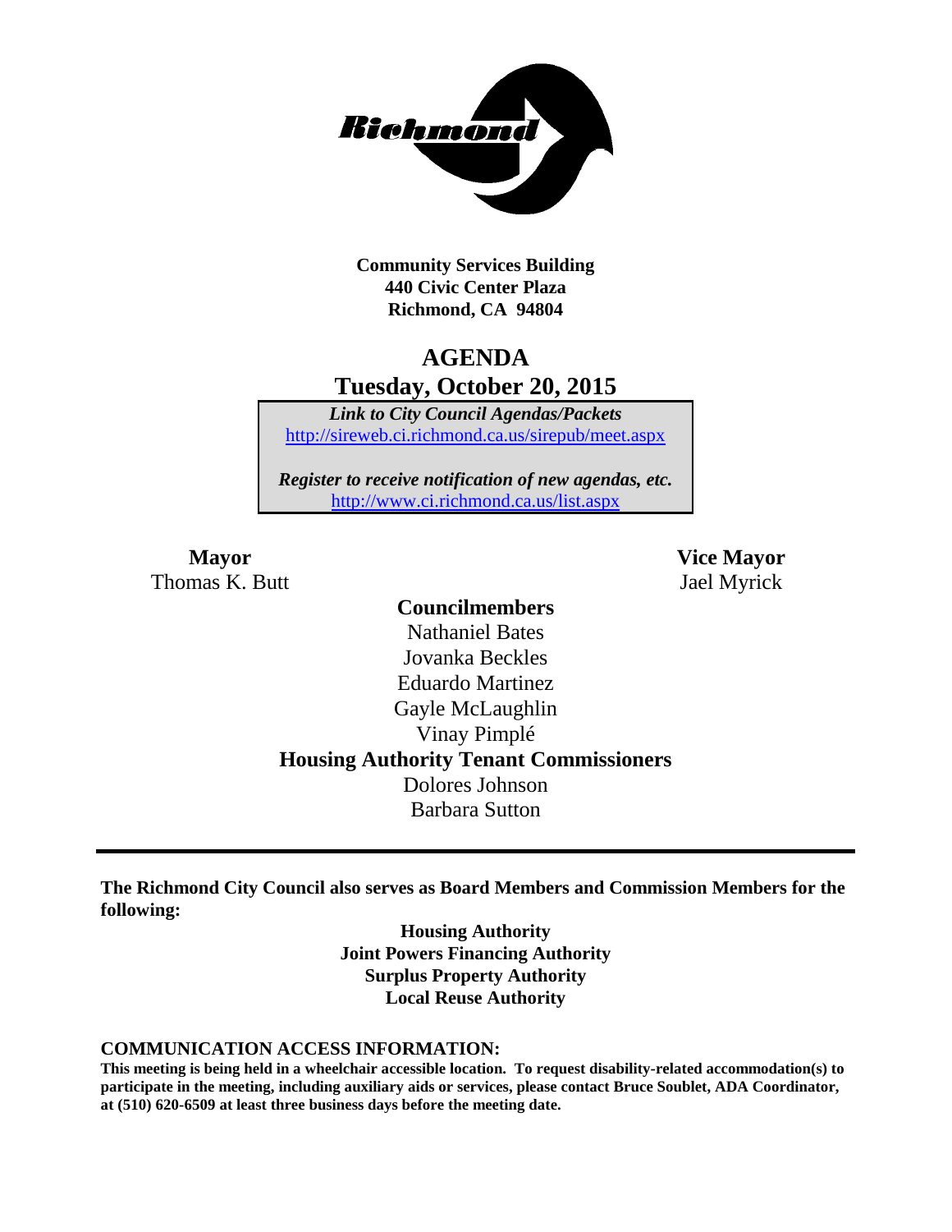**Community Services Building**
**440 Civic Center Plaza**
**Richmond, CA 94804**

# AGENDA
## Tuesday, October 20, 2015

***Link to City Council Agendas/Packets***
http://sireweb.ci.richmond.ca.us/sirepub/meet.aspx

***Register to receive notification of new agendas, etc.***
http://www.ci.richmond.ca.us/list.aspx

**Mayor**
Thomas K. Butt

**Vice Mayor**
Jael Myrick

**Councilmembers**
Nathaniel Bates
Jovanka Beckles
Eduardo Martinez
Gayle McLaughlin
Vinay Pimplé

**Housing Authority Tenant Commissioners**
Dolores Johnson
Barbara Sutton

---

**The Richmond City Council also serves as Board Members and Commission Members for the following:**

**Housing Authority**
**Joint Powers Financing Authority**
**Surplus Property Authority**
**Local Reuse Authority**

**COMMUNICATION ACCESS INFORMATION:**

**This meeting is being held in a wheelchair accessible location. To request disability-related accommodation(s) to participate in the meeting, including auxiliary aids or services, please contact Bruce Soublet, ADA Coordinator, at (510) 620-6509 at least three business days before the meeting date.**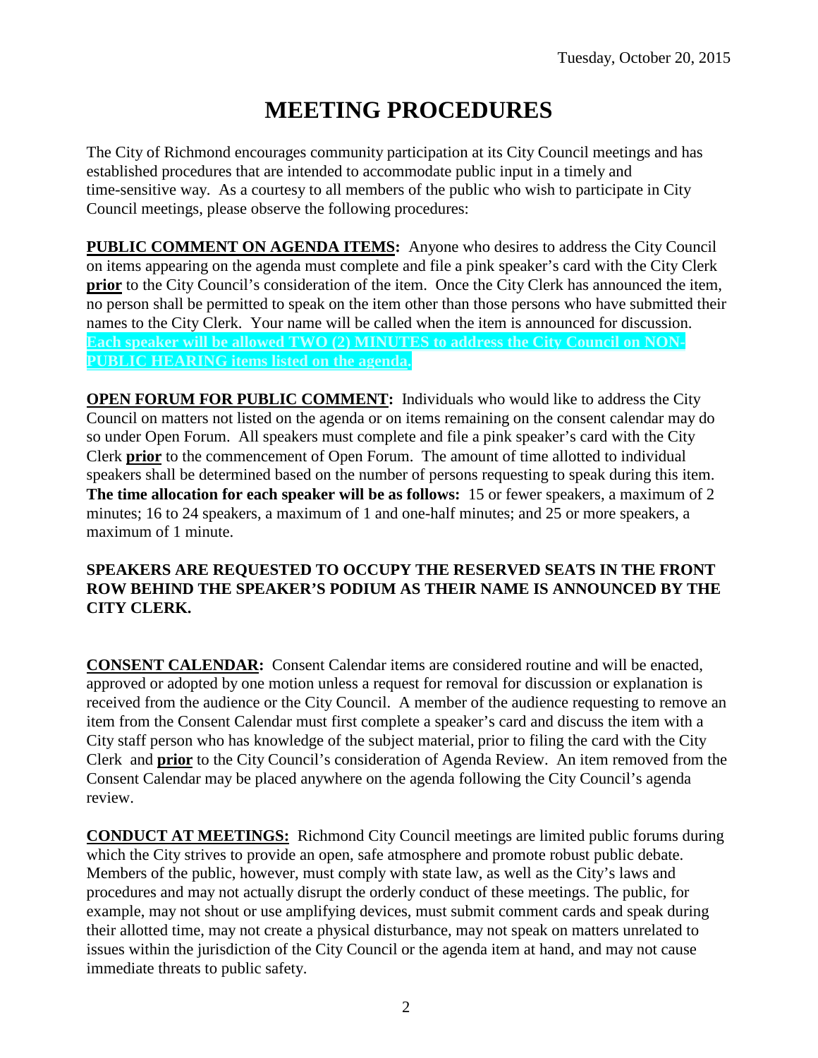# MEETING PROCEDURES

The City of Richmond encourages community participation at its City Council meetings and has established procedures that are intended to accommodate public input in a timely and time-sensitive way. As a courtesy to all members of the public who wish to participate in City Council meetings, please observe the following procedures:

**PUBLIC COMMENT ON AGENDA ITEMS:** Anyone who desires to address the City Council on items appearing on the agenda must complete and file a pink speaker's card with the City Clerk **prior** to the City Council's consideration of the item. Once the City Clerk has announced the item, no person shall be permitted to speak on the item other than those persons who have submitted their names to the City Clerk. Your name will be called when the item is announced for discussion. **Each speaker will be allowed TWO (2) MINUTES to address the City Council on NON-PUBLIC HEARING items listed on the agenda.**

**OPEN FORUM FOR PUBLIC COMMENT:** Individuals who would like to address the City Council on matters not listed on the agenda or on items remaining on the consent calendar may do so under Open Forum. All speakers must complete and file a pink speaker's card with the City Clerk **prior** to the commencement of Open Forum. The amount of time allotted to individual speakers shall be determined based on the number of persons requesting to speak during this item. **The time allocation for each speaker will be as follows:** 15 or fewer speakers, a maximum of 2 minutes; 16 to 24 speakers, a maximum of 1 and one-half minutes; and 25 or more speakers, a maximum of 1 minute.

**SPEAKERS ARE REQUESTED TO OCCUPY THE RESERVED SEATS IN THE FRONT ROW BEHIND THE SPEAKER'S PODIUM AS THEIR NAME IS ANNOUNCED BY THE CITY CLERK.**

**CONSENT CALENDAR:** Consent Calendar items are considered routine and will be enacted, approved or adopted by one motion unless a request for removal for discussion or explanation is received from the audience or the City Council. A member of the audience requesting to remove an item from the Consent Calendar must first complete a speaker's card and discuss the item with a City staff person who has knowledge of the subject material, prior to filing the card with the City Clerk and **prior** to the City Council's consideration of Agenda Review. An item removed from the Consent Calendar may be placed anywhere on the agenda following the City Council's agenda review.

**CONDUCT AT MEETINGS:** Richmond City Council meetings are limited public forums during which the City strives to provide an open, safe atmosphere and promote robust public debate. Members of the public, however, must comply with state law, as well as the City's laws and procedures and may not actually disrupt the orderly conduct of these meetings. The public, for example, may not shout or use amplifying devices, must submit comment cards and speak during their allotted time, may not create a physical disturbance, may not speak on matters unrelated to issues within the jurisdiction of the City Council or the agenda item at hand, and may not cause immediate threats to public safety.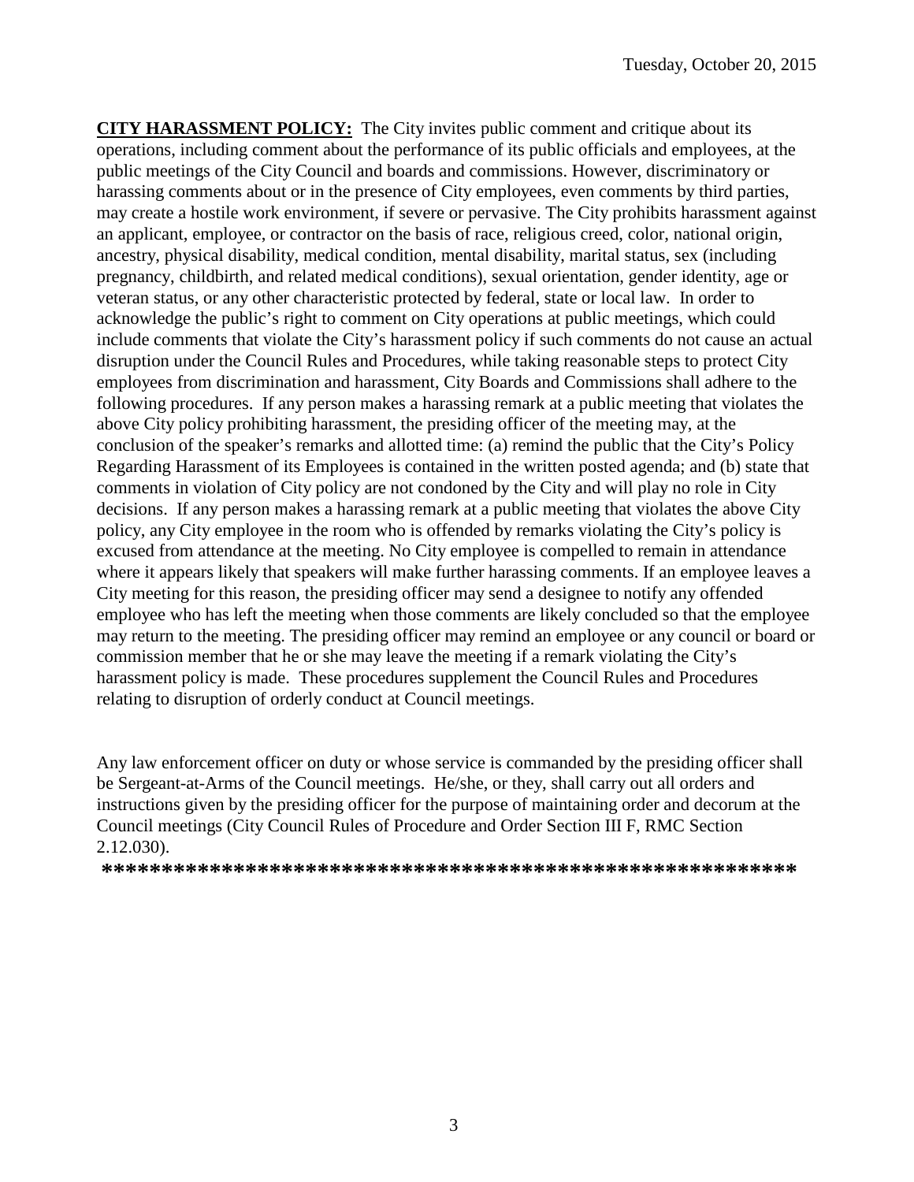**CITY HARASSMENT POLICY:** The City invites public comment and critique about its operations, including comment about the performance of its public officials and employees, at the public meetings of the City Council and boards and commissions. However, discriminatory or harassing comments about or in the presence of City employees, even comments by third parties, may create a hostile work environment, if severe or pervasive. The City prohibits harassment against an applicant, employee, or contractor on the basis of race, religious creed, color, national origin, ancestry, physical disability, medical condition, mental disability, marital status, sex (including pregnancy, childbirth, and related medical conditions), sexual orientation, gender identity, age or veteran status, or any other characteristic protected by federal, state or local law. In order to acknowledge the public's right to comment on City operations at public meetings, which could include comments that violate the City's harassment policy if such comments do not cause an actual disruption under the Council Rules and Procedures, while taking reasonable steps to protect City employees from discrimination and harassment, City Boards and Commissions shall adhere to the following procedures. If any person makes a harassing remark at a public meeting that violates the above City policy prohibiting harassment, the presiding officer of the meeting may, at the conclusion of the speaker's remarks and allotted time: (a) remind the public that the City's Policy Regarding Harassment of its Employees is contained in the written posted agenda; and (b) state that comments in violation of City policy are not condoned by the City and will play no role in City decisions. If any person makes a harassing remark at a public meeting that violates the above City policy, any City employee in the room who is offended by remarks violating the City's policy is excused from attendance at the meeting. No City employee is compelled to remain in attendance where it appears likely that speakers will make further harassing comments. If an employee leaves a City meeting for this reason, the presiding officer may send a designee to notify any offended employee who has left the meeting when those comments are likely concluded so that the employee may return to the meeting. The presiding officer may remind an employee or any council or board or commission member that he or she may leave the meeting if a remark violating the City's harassment policy is made. These procedures supplement the Council Rules and Procedures relating to disruption of orderly conduct at Council meetings.

Any law enforcement officer on duty or whose service is commanded by the presiding officer shall be Sergeant-at-Arms of the Council meetings. He/she, or they, shall carry out all orders and instructions given by the presiding officer for the purpose of maintaining order and decorum at the Council meetings (City Council Rules of Procedure and Order Section III F, RMC Section 2.12.030).

**\*\*\*\*\*\*\*\*\*\*\*\*\*\*\*\*\*\*\*\*\*\*\*\*\*\*\*\*\*\*\*\*\*\*\*\*\*\*\*\*\*\*\*\*\*\*\*\*\*\*\*\*\*\*\*\*\*\*\*\***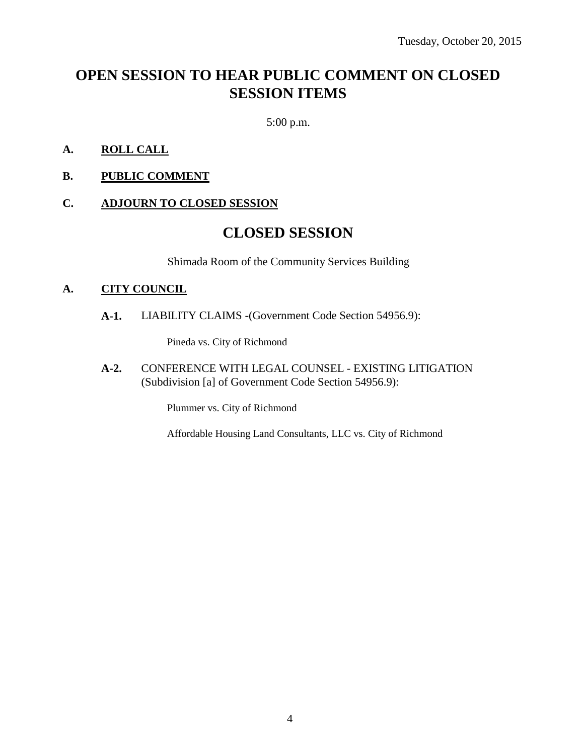Tuesday, October 20, 2015

# OPEN SESSION TO HEAR PUBLIC COMMENT ON CLOSED SESSION ITEMS

5:00 p.m.

**A.** **ROLL CALL**

**B.** **PUBLIC COMMENT**

**C.** **ADJOURN TO CLOSED SESSION**

# CLOSED SESSION

Shimada Room of the Community Services Building

**A.** **CITY COUNCIL**

**A-1.** LIABILITY CLAIMS -(Government Code Section 54956.9):

Pineda vs. City of Richmond

**A-2.** CONFERENCE WITH LEGAL COUNSEL - EXISTING LITIGATION (Subdivision [a] of Government Code Section 54956.9):

Plummer vs. City of Richmond

Affordable Housing Land Consultants, LLC vs. City of Richmond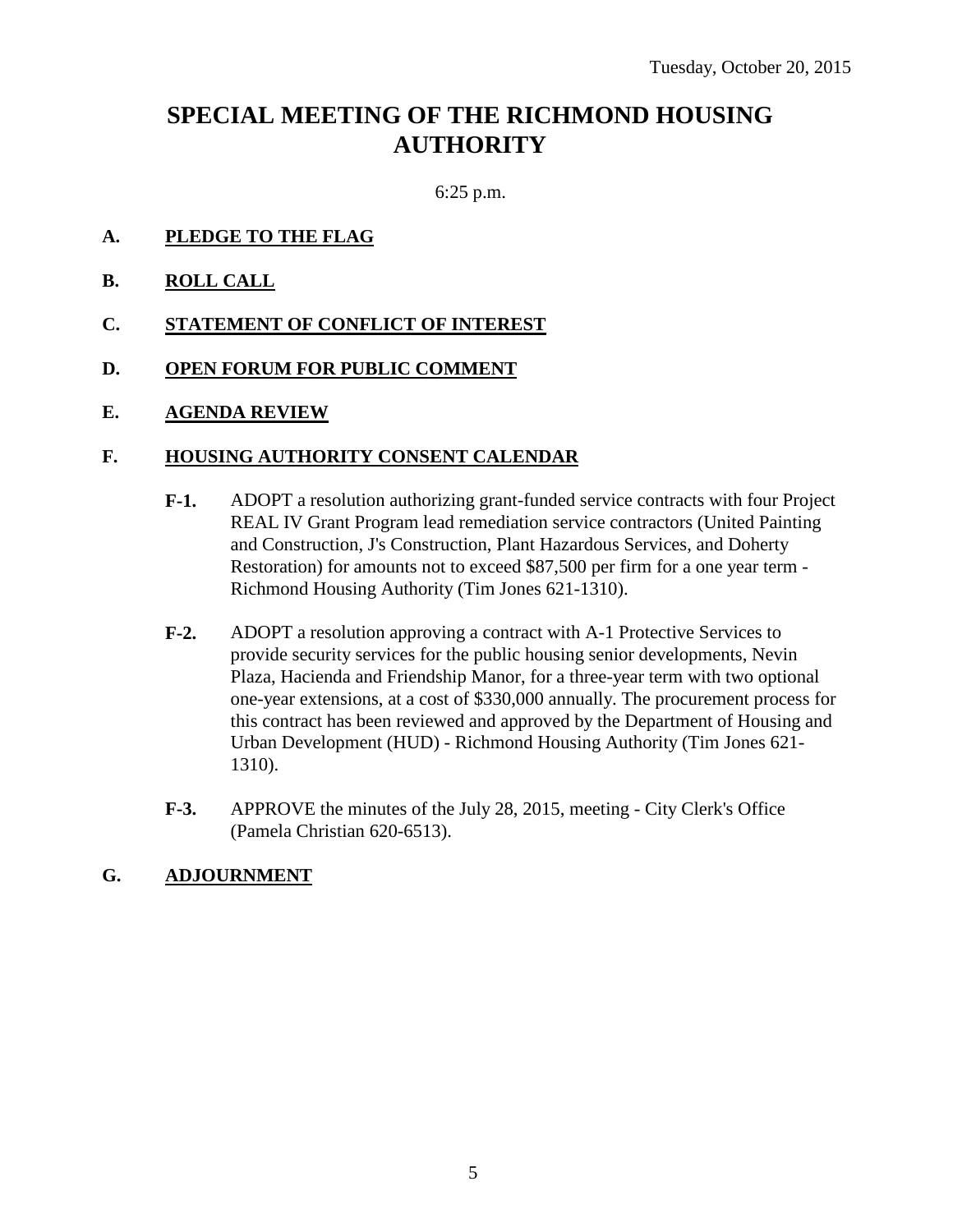Tuesday, October 20, 2015

# SPECIAL MEETING OF THE RICHMOND HOUSING AUTHORITY

6:25 p.m.

**A. PLEDGE TO THE FLAG**

**B. ROLL CALL**

**C. STATEMENT OF CONFLICT OF INTEREST**

**D. OPEN FORUM FOR PUBLIC COMMENT**

**E. AGENDA REVIEW**

**F. HOUSING AUTHORITY CONSENT CALENDAR**

**F-1.** ADOPT a resolution authorizing grant-funded service contracts with four Project REAL IV Grant Program lead remediation service contractors (United Painting and Construction, J's Construction, Plant Hazardous Services, and Doherty Restoration) for amounts not to exceed $87,500 per firm for a one year term - Richmond Housing Authority (Tim Jones 621-1310).

**F-2.** ADOPT a resolution approving a contract with A-1 Protective Services to provide security services for the public housing senior developments, Nevin Plaza, Hacienda and Friendship Manor, for a three-year term with two optional one-year extensions, at a cost of $330,000 annually. The procurement process for this contract has been reviewed and approved by the Department of Housing and Urban Development (HUD) - Richmond Housing Authority (Tim Jones 621-1310).

**F-3.** APPROVE the minutes of the July 28, 2015, meeting - City Clerk's Office (Pamela Christian 620-6513).

**G. ADJOURNMENT**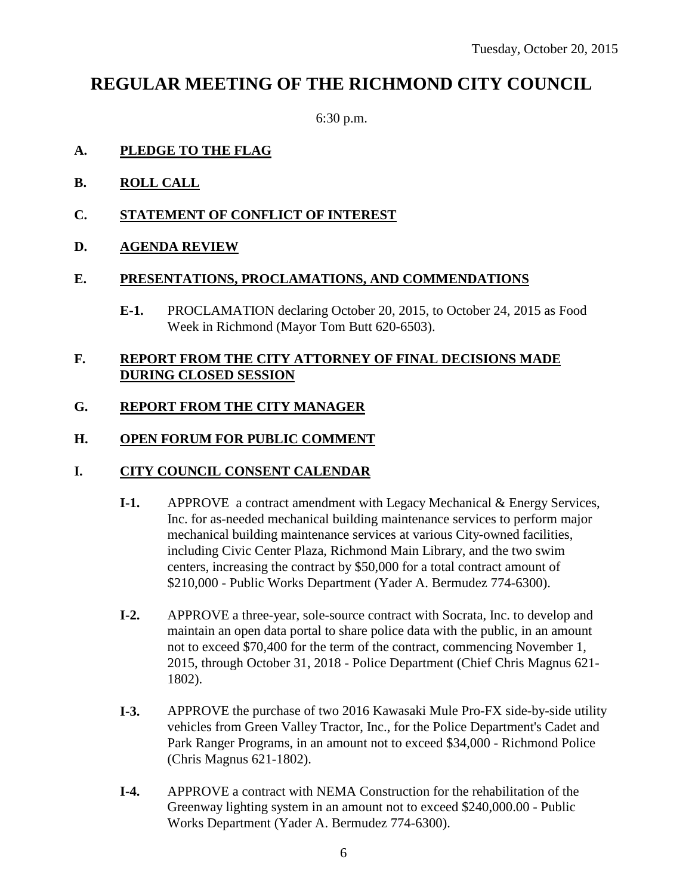Tuesday, October 20, 2015

# REGULAR MEETING OF THE RICHMOND CITY COUNCIL

6:30 p.m.

**A. PLEDGE TO THE FLAG**

**B. ROLL CALL**

**C. STATEMENT OF CONFLICT OF INTEREST**

**D. AGENDA REVIEW**

**E. PRESENTATIONS, PROCLAMATIONS, AND COMMENDATIONS**

**E-1.** PROCLAMATION declaring October 20, 2015, to October 24, 2015 as Food Week in Richmond (Mayor Tom Butt 620-6503).

**F. REPORT FROM THE CITY ATTORNEY OF FINAL DECISIONS MADE DURING CLOSED SESSION**

**G. REPORT FROM THE CITY MANAGER**

**H. OPEN FORUM FOR PUBLIC COMMENT**

**I. CITY COUNCIL CONSENT CALENDAR**

**I-1.** APPROVE a contract amendment with Legacy Mechanical & Energy Services, Inc. for as-needed mechanical building maintenance services to perform major mechanical building maintenance services at various City-owned facilities, including Civic Center Plaza, Richmond Main Library, and the two swim centers, increasing the contract by $50,000 for a total contract amount of $210,000 - Public Works Department (Yader A. Bermudez 774-6300).

**I-2.** APPROVE a three-year, sole-source contract with Socrata, Inc. to develop and maintain an open data portal to share police data with the public, in an amount not to exceed $70,400 for the term of the contract, commencing November 1, 2015, through October 31, 2018 - Police Department (Chief Chris Magnus 621-1802).

**I-3.** APPROVE the purchase of two 2016 Kawasaki Mule Pro-FX side-by-side utility vehicles from Green Valley Tractor, Inc., for the Police Department's Cadet and Park Ranger Programs, in an amount not to exceed $34,000 - Richmond Police (Chris Magnus 621-1802).

**I-4.** APPROVE a contract with NEMA Construction for the rehabilitation of the Greenway lighting system in an amount not to exceed $240,000.00 - Public Works Department (Yader A. Bermudez 774-6300).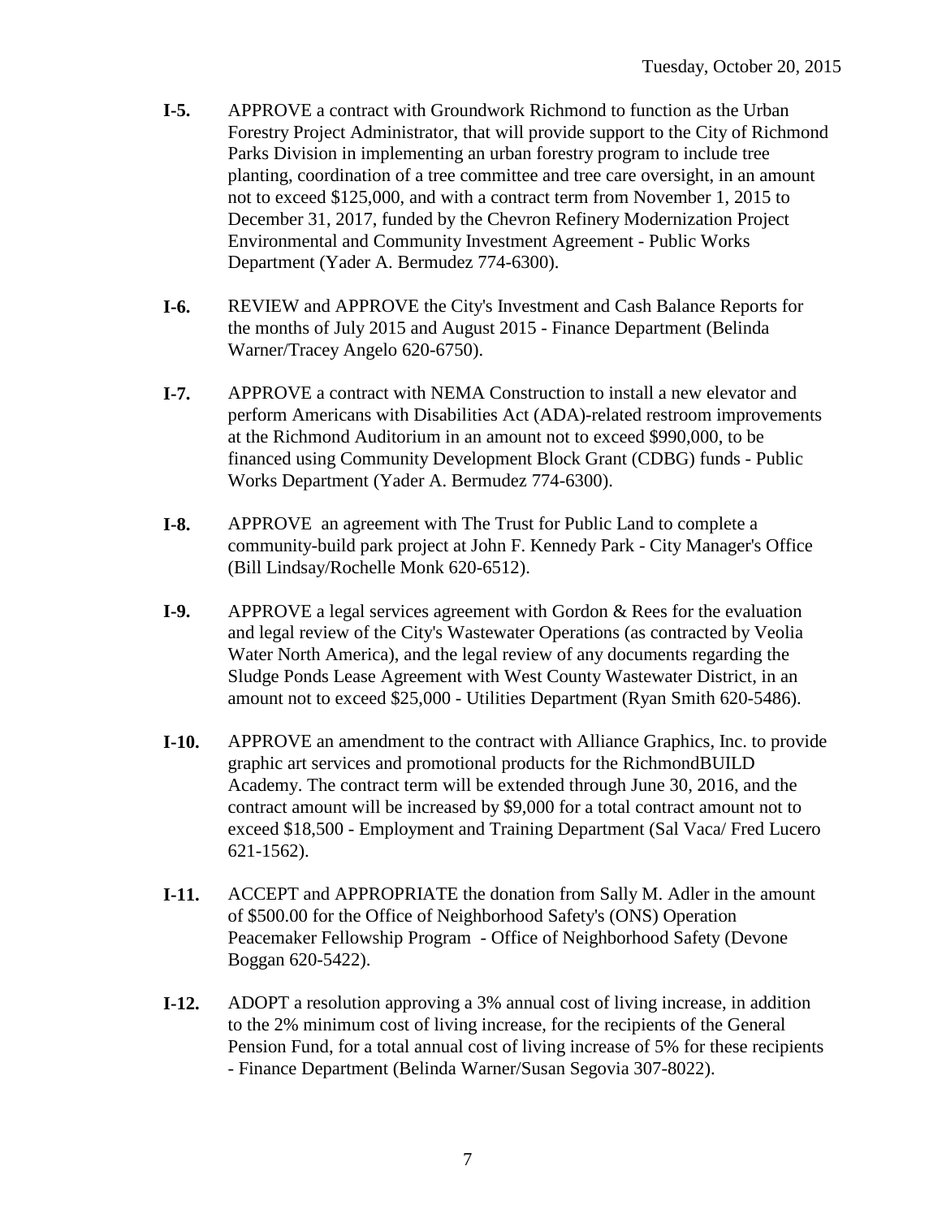**I-5.** APPROVE a contract with Groundwork Richmond to function as the Urban Forestry Project Administrator, that will provide support to the City of Richmond Parks Division in implementing an urban forestry program to include tree planting, coordination of a tree committee and tree care oversight, in an amount not to exceed $125,000, and with a contract term from November 1, 2015 to December 31, 2017, funded by the Chevron Refinery Modernization Project Environmental and Community Investment Agreement - Public Works Department (Yader A. Bermudez 774-6300).

**I-6.** REVIEW and APPROVE the City's Investment and Cash Balance Reports for the months of July 2015 and August 2015 - Finance Department (Belinda Warner/Tracey Angelo 620-6750).

**I-7.** APPROVE a contract with NEMA Construction to install a new elevator and perform Americans with Disabilities Act (ADA)-related restroom improvements at the Richmond Auditorium in an amount not to exceed $990,000, to be financed using Community Development Block Grant (CDBG) funds - Public Works Department (Yader A. Bermudez 774-6300).

**I-8.** APPROVE an agreement with The Trust for Public Land to complete a community-build park project at John F. Kennedy Park - City Manager's Office (Bill Lindsay/Rochelle Monk 620-6512).

**I-9.** APPROVE a legal services agreement with Gordon & Rees for the evaluation and legal review of the City's Wastewater Operations (as contracted by Veolia Water North America), and the legal review of any documents regarding the Sludge Ponds Lease Agreement with West County Wastewater District, in an amount not to exceed $25,000 - Utilities Department (Ryan Smith 620-5486).

**I-10.** APPROVE an amendment to the contract with Alliance Graphics, Inc. to provide graphic art services and promotional products for the RichmondBUILD Academy. The contract term will be extended through June 30, 2016, and the contract amount will be increased by $9,000 for a total contract amount not to exceed $18,500 - Employment and Training Department (Sal Vaca/ Fred Lucero 621-1562).

**I-11.** ACCEPT and APPROPRIATE the donation from Sally M. Adler in the amount of $500.00 for the Office of Neighborhood Safety's (ONS) Operation Peacemaker Fellowship Program - Office of Neighborhood Safety (Devone Boggan 620-5422).

**I-12.** ADOPT a resolution approving a 3% annual cost of living increase, in addition to the 2% minimum cost of living increase, for the recipients of the General Pension Fund, for a total annual cost of living increase of 5% for these recipients - Finance Department (Belinda Warner/Susan Segovia 307-8022).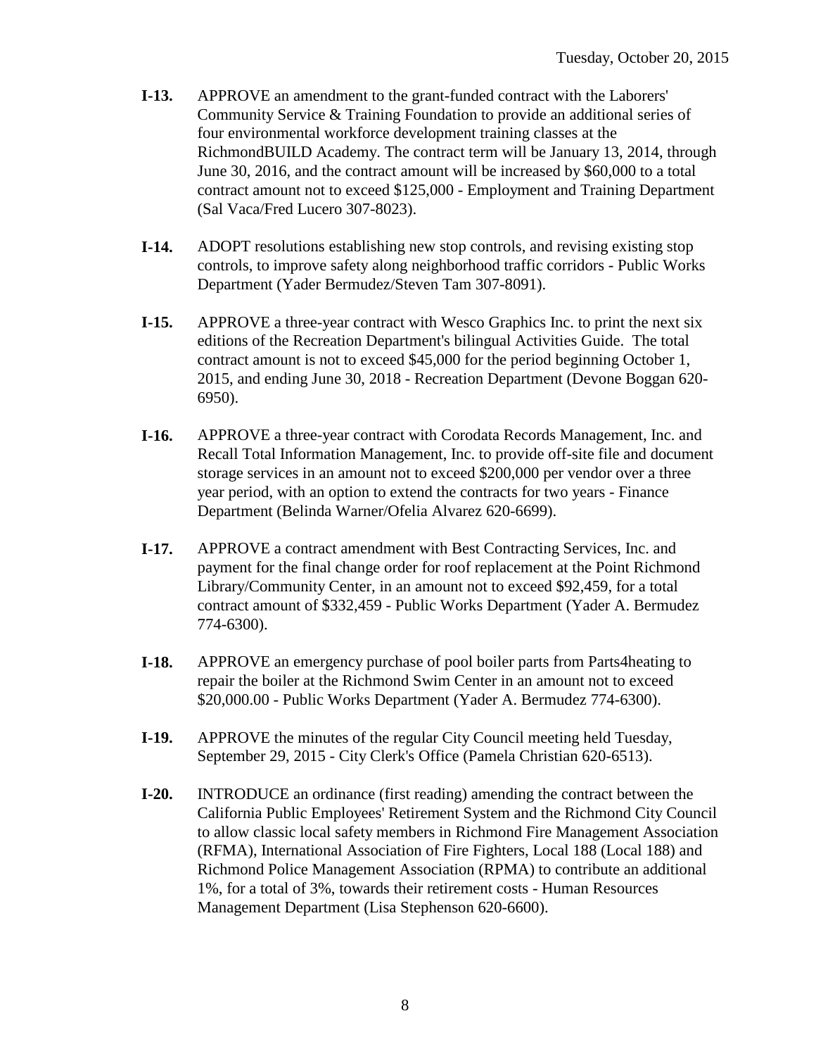**I-13.** APPROVE an amendment to the grant-funded contract with the Laborers' Community Service & Training Foundation to provide an additional series of four environmental workforce development training classes at the RichmondBUILD Academy. The contract term will be January 13, 2014, through June 30, 2016, and the contract amount will be increased by $60,000 to a total contract amount not to exceed $125,000 - Employment and Training Department (Sal Vaca/Fred Lucero 307-8023).

**I-14.** ADOPT resolutions establishing new stop controls, and revising existing stop controls, to improve safety along neighborhood traffic corridors - Public Works Department (Yader Bermudez/Steven Tam 307-8091).

**I-15.** APPROVE a three-year contract with Wesco Graphics Inc. to print the next six editions of the Recreation Department's bilingual Activities Guide. The total contract amount is not to exceed $45,000 for the period beginning October 1, 2015, and ending June 30, 2018 - Recreation Department (Devone Boggan 620-6950).

**I-16.** APPROVE a three-year contract with Corodata Records Management, Inc. and Recall Total Information Management, Inc. to provide off-site file and document storage services in an amount not to exceed $200,000 per vendor over a three year period, with an option to extend the contracts for two years - Finance Department (Belinda Warner/Ofelia Alvarez 620-6699).

**I-17.** APPROVE a contract amendment with Best Contracting Services, Inc. and payment for the final change order for roof replacement at the Point Richmond Library/Community Center, in an amount not to exceed $92,459, for a total contract amount of $332,459 - Public Works Department (Yader A. Bermudez 774-6300).

**I-18.** APPROVE an emergency purchase of pool boiler parts from Parts4heating to repair the boiler at the Richmond Swim Center in an amount not to exceed $20,000.00 - Public Works Department (Yader A. Bermudez 774-6300).

**I-19.** APPROVE the minutes of the regular City Council meeting held Tuesday, September 29, 2015 - City Clerk's Office (Pamela Christian 620-6513).

**I-20.** INTRODUCE an ordinance (first reading) amending the contract between the California Public Employees' Retirement System and the Richmond City Council to allow classic local safety members in Richmond Fire Management Association (RFMA), International Association of Fire Fighters, Local 188 (Local 188) and Richmond Police Management Association (RPMA) to contribute an additional 1%, for a total of 3%, towards their retirement costs - Human Resources Management Department (Lisa Stephenson 620-6600).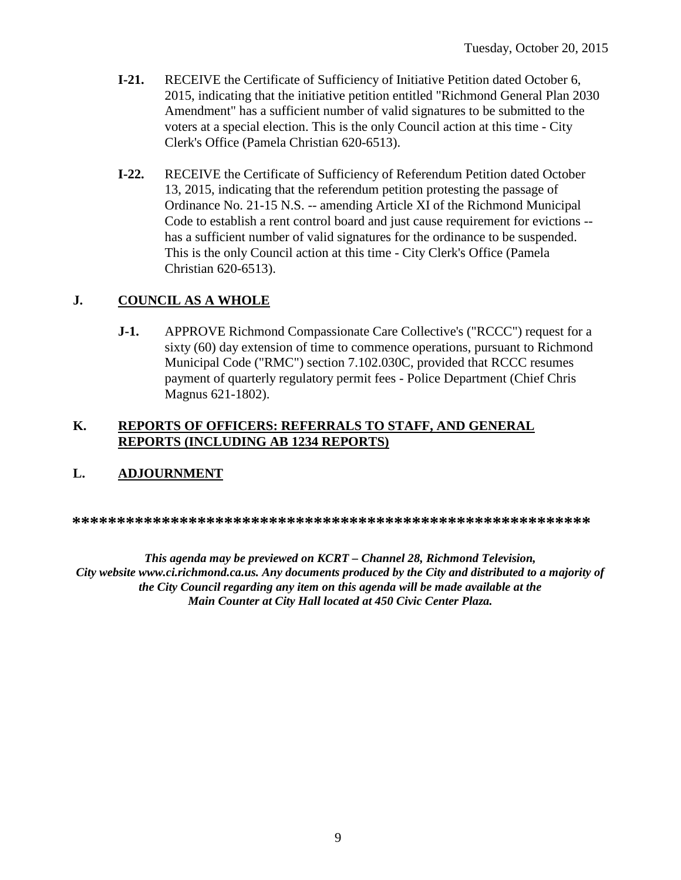**I-21.** RECEIVE the Certificate of Sufficiency of Initiative Petition dated October 6, 2015, indicating that the initiative petition entitled "Richmond General Plan 2030 Amendment" has a sufficient number of valid signatures to be submitted to the voters at a special election. This is the only Council action at this time - City Clerk's Office (Pamela Christian 620-6513).

**I-22.** RECEIVE the Certificate of Sufficiency of Referendum Petition dated October 13, 2015, indicating that the referendum petition protesting the passage of Ordinance No. 21-15 N.S. -- amending Article XI of the Richmond Municipal Code to establish a rent control board and just cause requirement for evictions -- has a sufficient number of valid signatures for the ordinance to be suspended. This is the only Council action at this time - City Clerk's Office (Pamela Christian 620-6513).

## J. COUNCIL AS A WHOLE

**J-1.** APPROVE Richmond Compassionate Care Collective's ("RCCC") request for a sixty (60) day extension of time to commence operations, pursuant to Richmond Municipal Code ("RMC") section 7.102.030C, provided that RCCC resumes payment of quarterly regulatory permit fees - Police Department (Chief Chris Magnus 621-1802).

## K. REPORTS OF OFFICERS: REFERRALS TO STAFF, AND GENERAL REPORTS (INCLUDING AB 1234 REPORTS)

## L. ADJOURNMENT

**********************************************************

***This agenda may be previewed on KCRT – Channel 28, Richmond Television, City website www.ci.richmond.ca.us. Any documents produced by the City and distributed to a majority of the City Council regarding any item on this agenda will be made available at the Main Counter at City Hall located at 450 Civic Center Plaza.***